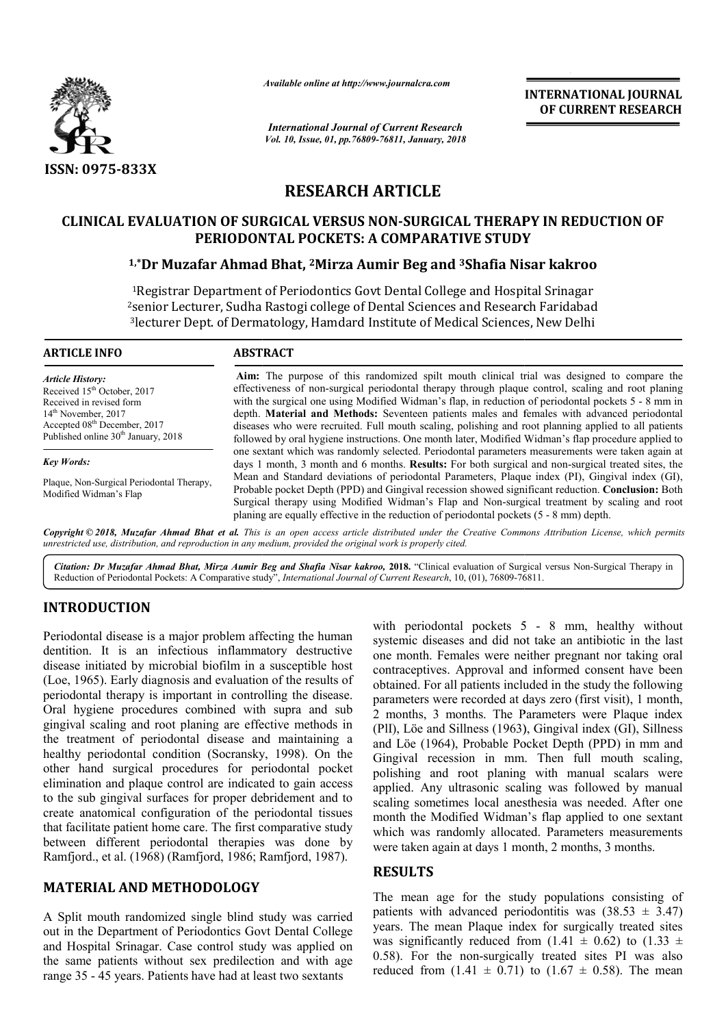*Available online at http://www.journalcra.com*

*International Journal of Current Research*
*Vol. 10, Issue, 01, pp.76809-76811, January, 2018*

**INTERNATIONAL JOURNAL OF CURRENT RESEARCH**

**ISSN: 0975-833X**

# RESEARCH ARTICLE

## CLINICAL EVALUATION OF SURGICAL VERSUS NON-SURGICAL THERAPY IN REDUCTION OF PERIODONTAL POCKETS: A COMPARATIVE STUDY

**[1,*]Dr Muzafar Ahmad Bhat, [2]Mirza Aumir Beg and [3]Shafia Nisar kakroo**

[1]Registrar Department of Periodontics Govt Dental College and Hospital Srinagar
[2]senior Lecturer, Sudha Rastogi college of Dental Sciences and Research Faridabad
[3]lecturer Dept. of Dermatology, Hamdard Institute of Medical Sciences, New Delhi

**ARTICLE INFO**

*Article History:*
Received 15th October, 2017
Received in revised form
14th November, 2017
Accepted 08th December, 2017
Published online 30th January, 2018

*Key Words:*
Plaque, Non-Surgical Periodontal Therapy, Modified Widman's Flap

**ABSTRACT**

**Aim:** The purpose of this randomized spilt mouth clinical trial was designed to compare the effectiveness of non-surgical periodontal therapy through plaque control, scaling and root planing with the surgical one using Modified Widman's flap, in reduction of periodontal pockets 5 - 8 mm in depth. **Material and Methods:** Seventeen patients males and females with advanced periodontal diseases who were recruited. Full mouth scaling, polishing and root planning applied to all patients followed by oral hygiene instructions. One month later, Modified Widman's flap procedure applied to one sextant which was randomly selected. Periodontal parameters measurements were taken again at days 1 month, 3 month and 6 months. **Results:** For both surgical and non-surgical treated sites, the Mean and Standard deviations of periodontal Parameters, Plaque index (PI), Gingival index (GI), Probable pocket Depth (PPD) and Gingival recession showed significant reduction. **Conclusion:** Both Surgical therapy using Modified Widman's Flap and Non-surgical treatment by scaling and root planing are equally effective in the reduction of periodontal pockets (5 - 8 mm) depth.

*Copyright © 2018, Muzafar Ahmad Bhat et al. This is an open access article distributed under the Creative Commons Attribution License, which permits unrestricted use, distribution, and reproduction in any medium, provided the original work is properly cited.*

*Citation: Dr Muzafar Ahmad Bhat, Mirza Aumir Beg and Shafia Nisar kakroo,* **2018.** "Clinical evaluation of Surgical versus Non-Surgical Therapy in Reduction of Periodontal Pockets: A Comparative study", *International Journal of Current Research*, 10, (01), 76809-76811.

## INTRODUCTION

Periodontal disease is a major problem affecting the human dentition. It is an infectious inflammatory destructive disease initiated by microbial biofilm in a susceptible host (Loe, 1965). Early diagnosis and evaluation of the results of periodontal therapy is important in controlling the disease. Oral hygiene procedures combined with supra and sub gingival scaling and root planing are effective methods in the treatment of periodontal disease and maintaining a healthy periodontal condition (Socransky, 1998). On the other hand surgical procedures for periodontal pocket elimination and plaque control are indicated to gain access to the sub gingival surfaces for proper debridement and to create anatomical configuration of the periodontal tissues that facilitate patient home care. The first comparative study between different periodontal therapies was done by Ramfjord., et al. (1968) (Ramfjord, 1986; Ramfjord, 1987).

## MATERIAL AND METHODOLOGY

A Split mouth randomized single blind study was carried out in the Department of Periodontics Govt Dental College and Hospital Srinagar. Case control study was applied on the same patients without sex predilection and with age range 35 - 45 years. Patients have had at least two sextants with periodontal pockets 5 - 8 mm, healthy without systemic diseases and did not take an antibiotic in the last one month. Females were neither pregnant nor taking oral contraceptives. Approval and informed consent have been obtained. For all patients included in the study the following parameters were recorded at days zero (first visit), 1 month, 2 months, 3 months. The Parameters were Plaque index (PII), Löe and Sillness (1963), Gingival index (GI), Sillness and Löe (1964), Probable Pocket Depth (PPD) in mm and Gingival recession in mm. Then full mouth scaling, polishing and root planing with manual scalars were applied. Any ultrasonic scaling was followed by manual scaling sometimes local anesthesia was needed. After one month the Modified Widman's flap applied to one sextant which was randomly allocated. Parameters measurements were taken again at days 1 month, 2 months, 3 months.

## RESULTS

The mean age for the study populations consisting of patients with advanced periodontitis was (38.53 ± 3.47) years. The mean Plaque index for surgically treated sites was significantly reduced from (1.41 ± 0.62) to (1.33 ± 0.58). For the non-surgically treated sites PI was also reduced from (1.41 ± 0.71) to (1.67 ± 0.58). The mean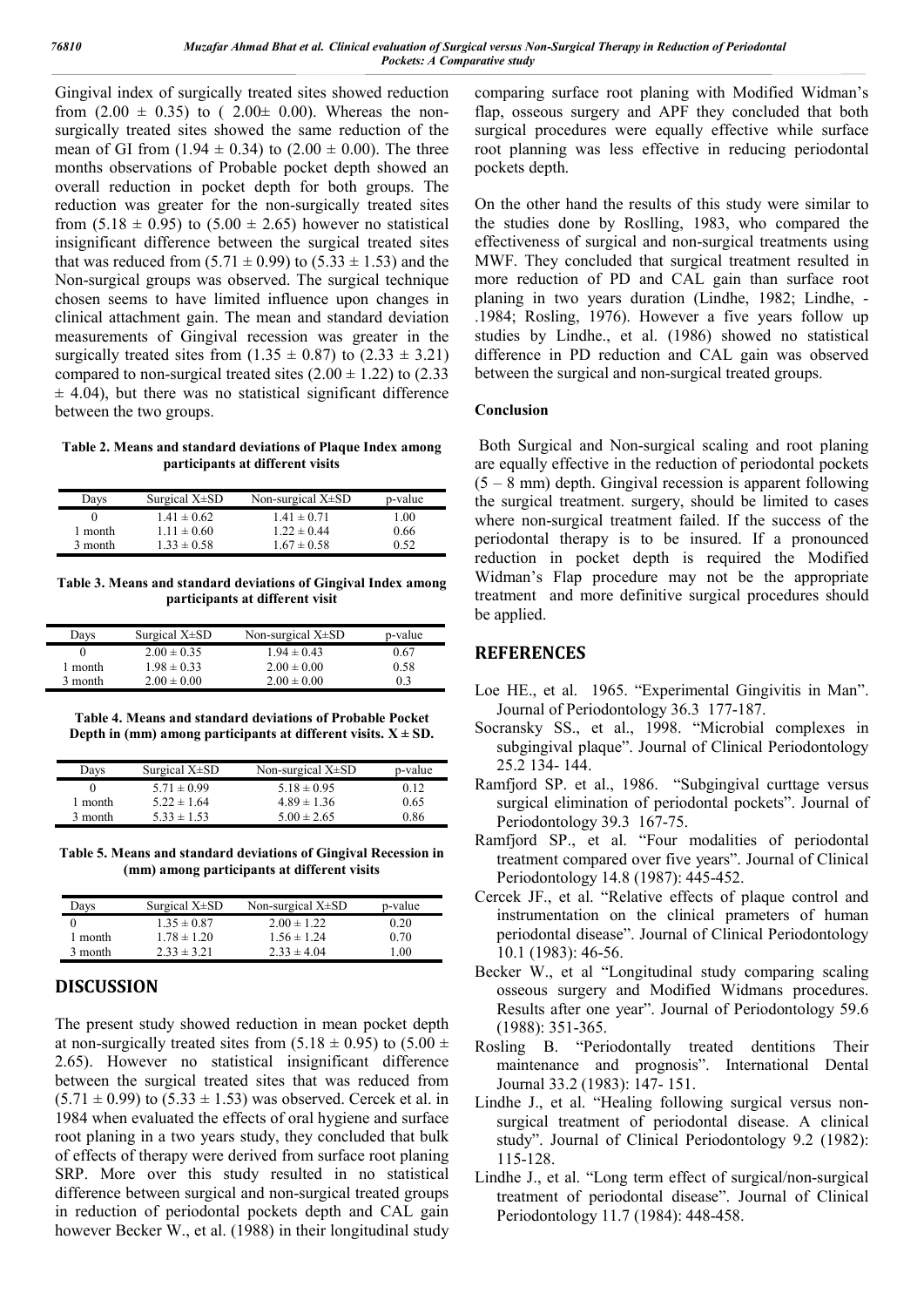Gingival index of surgically treated sites showed reduction from (2.00 ± 0.35) to ( 2.00± 0.00). Whereas the non-surgically treated sites showed the same reduction of the mean of GI from (1.94 ± 0.34) to (2.00 ± 0.00). The three months observations of Probable pocket depth showed an overall reduction in pocket depth for both groups. The reduction was greater for the non-surgically treated sites from (5.18 ± 0.95) to (5.00 ± 2.65) however no statistical insignificant difference between the surgical treated sites that was reduced from (5.71 ± 0.99) to (5.33 ± 1.53) and the Non-surgical groups was observed. The surgical technique chosen seems to have limited influence upon changes in clinical attachment gain. The mean and standard deviation measurements of Gingival recession was greater in the surgically treated sites from (1.35 ± 0.87) to (2.33 ± 3.21) compared to non-surgical treated sites (2.00 ± 1.22) to (2.33 ± 4.04), but there was no statistical significant difference between the two groups.

**Table 2. Means and standard deviations of Plaque Index among participants at different visits**

| Days | Surgical X±SD | Non-surgical X±SD | p-value |
|---|---|---|---|
| 0 | 1.41 ± 0.62 | 1.41 ± 0.71 | 1.00 |
| 1 month | 1.11 ± 0.60 | 1.22 ± 0.44 | 0.66 |
| 3 month | 1.33 ± 0.58 | 1.67 ± 0.58 | 0.52 |

**Table 3. Means and standard deviations of Gingival Index among participants at different visit**

| Days | Surgical X±SD | Non-surgical X±SD | p-value |
|---|---|---|---|
| 0 | 2.00 ± 0.35 | 1.94 ± 0.43 | 0.67 |
| 1 month | 1.98 ± 0.33 | 2.00 ± 0.00 | 0.58 |
| 3 month | 2.00 ± 0.00 | 2.00 ± 0.00 | 0.3 |

**Table 4. Means and standard deviations of Probable Pocket Depth in (mm) among participants at different visits. X ± SD.**

| Days | Surgical X±SD | Non-surgical X±SD | p-value |
|---|---|---|---|
| 0 | 5.71 ± 0.99 | 5.18 ± 0.95 | 0.12 |
| 1 month | 5.22 ± 1.64 | 4.89 ± 1.36 | 0.65 |
| 3 month | 5.33 ± 1.53 | 5.00 ± 2.65 | 0.86 |

**Table 5. Means and standard deviations of Gingival Recession in (mm) among participants at different visits**

| Days | Surgical X±SD | Non-surgical X±SD | p-value |
|---|---|---|---|
| 0 | 1.35 ± 0.87 | 2.00 ± 1.22 | 0.20 |
| 1 month | 1.78 ± 1.20 | 1.56 ± 1.24 | 0.70 |
| 3 month | 2.33 ± 3.21 | 2.33 ± 4.04 | 1.00 |

## DISCUSSION

The present study showed reduction in mean pocket depth at non-surgically treated sites from (5.18 ± 0.95) to (5.00 ± 2.65). However no statistical insignificant difference between the surgical treated sites that was reduced from (5.71 ± 0.99) to (5.33 ± 1.53) was observed. Cercek et al. in 1984 when evaluated the effects of oral hygiene and surface root planing in a two years study, they concluded that bulk of effects of therapy were derived from surface root planing SRP. More over this study resulted in no statistical difference between surgical and non-surgical treated groups in reduction of periodontal pockets depth and CAL gain however Becker W., et al. (1988) in their longitudinal study comparing surface root planing with Modified Widman's flap, osseous surgery and APF they concluded that both surgical procedures were equally effective while surface root planning was less effective in reducing periodontal pockets depth.

On the other hand the results of this study were similar to the studies done by Roslling, 1983, who compared the effectiveness of surgical and non-surgical treatments using MWF. They concluded that surgical treatment resulted in more reduction of PD and CAL gain than surface root planing in two years duration (Lindhe, 1982; Lindhe, -.1984; Rosling, 1976). However a five years follow up studies by Lindhe., et al. (1986) showed no statistical difference in PD reduction and CAL gain was observed between the surgical and non-surgical treated groups.

### Conclusion

Both Surgical and Non-surgical scaling and root planing are equally effective in the reduction of periodontal pockets (5 – 8 mm) depth. Gingival recession is apparent following the surgical treatment. surgery, should be limited to cases where non-surgical treatment failed. If the success of the periodontal therapy is to be insured. If a pronounced reduction in pocket depth is required the Modified Widman's Flap procedure may not be the appropriate treatment and more definitive surgical procedures should be applied.

## REFERENCES

Loe HE., et al. 1965. "Experimental Gingivitis in Man". Journal of Periodontology 36.3 177-187.

Socransky SS., et al., 1998. "Microbial complexes in subgingival plaque". Journal of Clinical Periodontology 25.2 134- 144.

Ramfjord SP. et al., 1986. "Subgingival curttage versus surgical elimination of periodontal pockets". Journal of Periodontology 39.3 167-75.

Ramfjord SP., et al. "Four modalities of periodontal treatment compared over five years". Journal of Clinical Periodontology 14.8 (1987): 445-452.

Cercek JF., et al. "Relative effects of plaque control and instrumentation on the clinical prameters of human periodontal disease". Journal of Clinical Periodontology 10.1 (1983): 46-56.

Becker W., et al "Longitudinal study comparing scaling osseous surgery and Modified Widmans procedures. Results after one year". Journal of Periodontology 59.6 (1988): 351-365.

Rosling B. "Periodontally treated dentitions Their maintenance and prognosis". International Dental Journal 33.2 (1983): 147- 151.

Lindhe J., et al. "Healing following surgical versus non-surgical treatment of periodontal disease. A clinical study". Journal of Clinical Periodontology 9.2 (1982): 115-128.

Lindhe J., et al. "Long term effect of surgical/non-surgical treatment of periodontal disease". Journal of Clinical Periodontology 11.7 (1984): 448-458.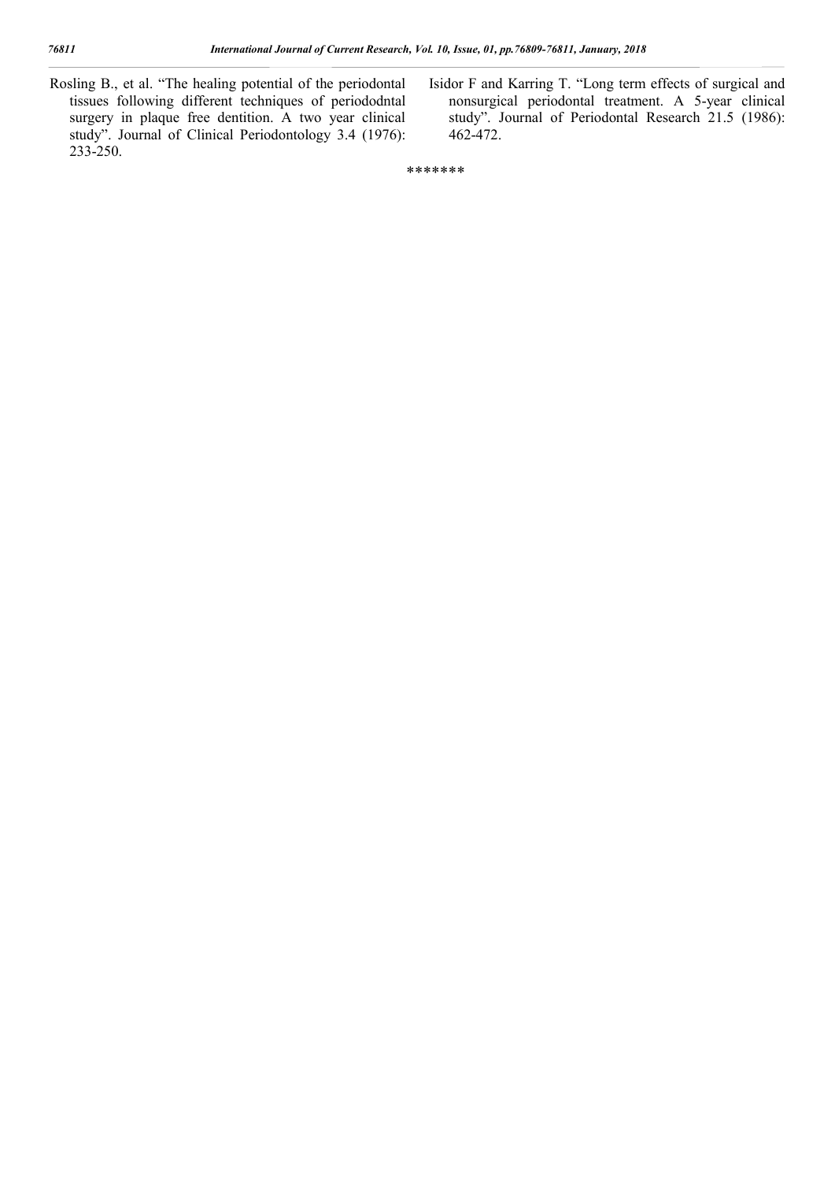Rosling B., et al. "The healing potential of the periodontal tissues following different techniques of periododntal surgery in plaque free dentition. A two year clinical study". Journal of Clinical Periodontology 3.4 (1976): 233-250.

Isidor F and Karring T. "Long term effects of surgical and nonsurgical periodontal treatment. A 5-year clinical study". Journal of Periodontal Research 21.5 (1986): 462-472.

*******